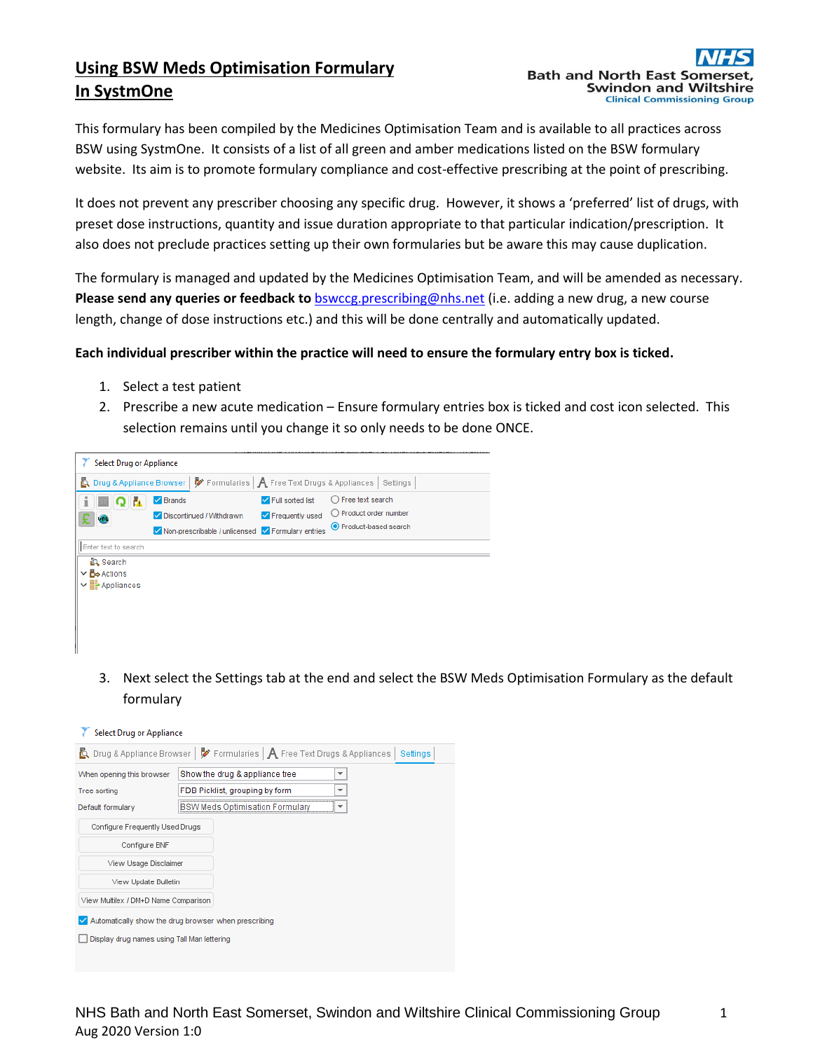# Using BSW Meds Optimisation Formulary In SystmOne

This formulary has been compiled by the Medicines Optimisation Team and is available to all practices across BSW using SystmOne. It consists of a list of all green and amber medications listed on the BSW formulary website. Its aim is to promote formulary compliance and cost-effective prescribing at the point of prescribing.

It does not prevent any prescriber choosing any specific drug. However, it shows a 'preferred' list of drugs, with preset dose instructions, quantity and issue duration appropriate to that particular indication/prescription. It also does not preclude practices setting up their own formularies but be aware this may cause duplication.

The formulary is managed and updated by the Medicines Optimisation Team, and will be amended as necessary. **Please send any queries or feedback to** bswccg.prescribing@nhs.net (i.e. adding a new drug, a new course length, change of dose instructions etc.) and this will be done centrally and automatically updated.

**Each individual prescriber within the practice will need to ensure the formulary entry box is ticked.**

1. Select a test patient
2. Prescribe a new acute medication – Ensure formulary entries box is ticked and cost icon selected. This selection remains until you change it so only needs to be done ONCE.
3. Next select the Settings tab at the end and select the BSW Meds Optimisation Formulary as the default formulary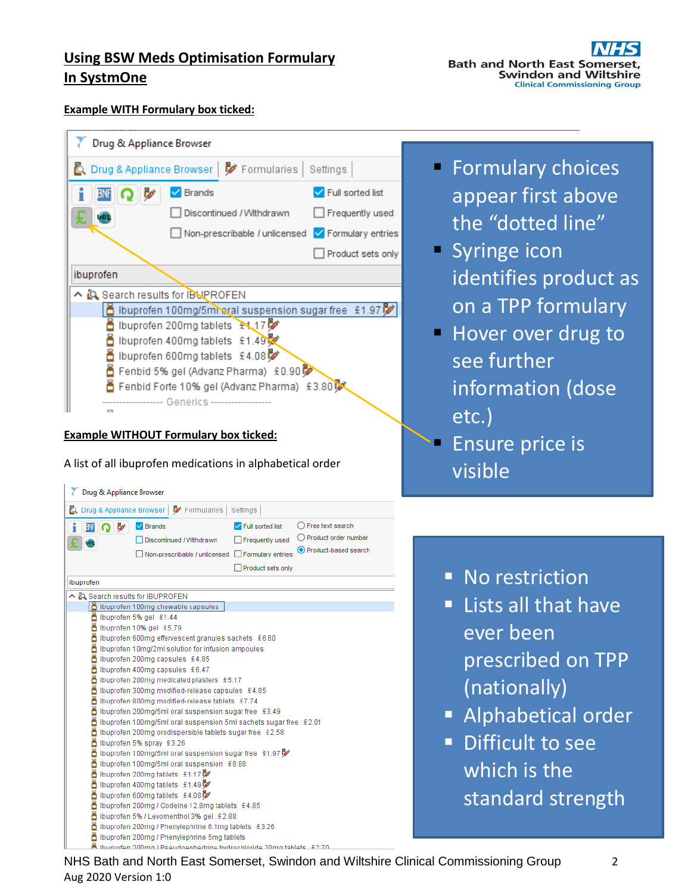## Using BSW Meds Optimisation Formulary In SystmOne

NHS Bath and North East Somerset, Swindon and Wiltshire Clinical Commissioning Group

### Example WITH Formulary box ticked:

Drug & Appliance Browser

Drug & Appliance Browser | Formularies | Settings

Brands | Full sorted list
Discontinued / Withdrawn | Frequently used
Non-prescribable / unlicensed | Formulary entries
Product sets only

ibuprofen

Search results for IBUPROFEN
- Ibuprofen 100mg/5ml oral suspension sugar free £1.97
- Ibuprofen 200mg tablets £1.17
- Ibuprofen 400mg tablets £1.49
- Ibuprofen 600mg tablets £4.08
- Fenbid 5% gel (Advanz Pharma) £0.90
- Fenbid Forte 10% gel (Advanz Pharma) £3.80

------------------ Generics ------------------

- Formulary choices appear first above the "dotted line"
- Syringe icon identifies product as on a TPP formulary
- Hover over drug to see further information (dose etc.)
- Ensure price is visible

### Example WITHOUT Formulary box ticked:

A list of all ibuprofen medications in alphabetical order

Drug & Appliance Browser

Drug & Appliance Browser | Formularies | Settings

Brands | Full sorted list | Free text search
Discontinued / Withdrawn | Frequently used | Product order number
Non-prescribable / unlicensed | Formulary entries | Product-based search
Product sets only

ibuprofen

Search results for IBUPROFEN
- Ibuprofen 100mg chewable capsules
- Ibuprofen 5% gel £1.44
- Ibuprofen 10% gel £5.79
- Ibuprofen 600mg effervescent granules sachets £6.80
- Ibuprofen 10mg/2ml solution for infusion ampoules
- Ibuprofen 200mg capsules £4.85
- Ibuprofen 400mg capsules £6.47
- Ibuprofen 200mg medicated plasters £5.17
- Ibuprofen 300mg modified-release capsules £4.85
- Ibuprofen 800mg modified-release tablets £7.74
- Ibuprofen 200mg/5ml oral suspension sugar free £3.49
- Ibuprofen 100mg/5ml oral suspension 5ml sachets sugar free £2.01
- Ibuprofen 200mg orodispersible tablets sugar free £2.58
- Ibuprofen 5% spray £3.26
- Ibuprofen 100mg/5ml oral suspension sugar free £1.97
- Ibuprofen 100mg/5ml oral suspension £8.88
- Ibuprofen 200mg tablets £1.17
- Ibuprofen 400mg tablets £1.49
- Ibuprofen 600mg tablets £4.08
- Ibuprofen 200mg / Codeine 12.8mg tablets £4.85
- Ibuprofen 5% / Levomenthol 3% gel £2.88
- Ibuprofen 200mg / Phenylephrine 6.1mg tablets £3.26
- Ibuprofen 200mg / Phenylephrine 5mg tablets
- Ibuprofen 200mg / Pseudoephedrine hydrochloride 30mg tablets £2.70

- No restriction
- Lists all that have ever been prescribed on TPP (nationally)
- Alphabetical order
- Difficult to see which is the standard strength

NHS Bath and North East Somerset, Swindon and Wiltshire Clinical Commissioning Group
Aug 2020 Version 1:0